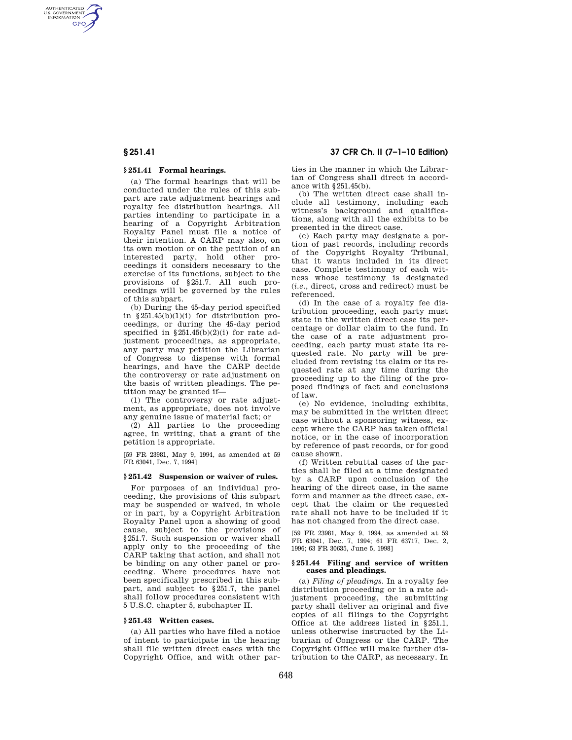## § 251.41 Formal hearings.

(a) The formal hearings that will be conducted under the rules of this subpart are rate adjustment hearings and royalty fee distribution hearings. All parties intending to participate in a hearing of a Copyright Arbitration Royalty Panel must file a notice of their intention. A CARP may also, on its own motion or on the petition of an interested party, hold other proceedings it considers necessary to the exercise of its functions, subject to the provisions of § 251.7. All such proceedings will be governed by the rules of this subpart.

(b) During the 45-day period specified in § 251.45(b)(1)(i) for distribution proceedings, or during the 45-day period specified in § 251.45(b)(2)(i) for rate adjustment proceedings, as appropriate, any party may petition the Librarian of Congress to dispense with formal hearings, and have the CARP decide the controversy or rate adjustment on the basis of written pleadings. The petition may be granted if—

(1) The controversy or rate adjustment, as appropriate, does not involve any genuine issue of material fact; or

(2) All parties to the proceeding agree, in writing, that a grant of the petition is appropriate.

[59 FR 23981, May 9, 1994, as amended at 59 FR 63041, Dec. 7, 1994]

## § 251.42 Suspension or waiver of rules.

For purposes of an individual proceeding, the provisions of this subpart may be suspended or waived, in whole or in part, by a Copyright Arbitration Royalty Panel upon a showing of good cause, subject to the provisions of § 251.7. Such suspension or waiver shall apply only to the proceeding of the CARP taking that action, and shall not be binding on any other panel or proceeding. Where procedures have not been specifically prescribed in this subpart, and subject to § 251.7, the panel shall follow procedures consistent with 5 U.S.C. chapter 5, subchapter II.

## § 251.43 Written cases.

(a) All parties who have filed a notice of intent to participate in the hearing shall file written direct cases with the Copyright Office, and with other parties in the manner in which the Librarian of Congress shall direct in accordance with § 251.45(b).

(b) The written direct case shall include all testimony, including each witness's background and qualifications, along with all the exhibits to be presented in the direct case.

(c) Each party may designate a portion of past records, including records of the Copyright Royalty Tribunal, that it wants included in its direct case. Complete testimony of each witness whose testimony is designated (*i.e.*, direct, cross and redirect) must be referenced.

(d) In the case of a royalty fee distribution proceeding, each party must state in the written direct case its percentage or dollar claim to the fund. In the case of a rate adjustment proceeding, each party must state its requested rate. No party will be precluded from revising its claim or its requested rate at any time during the proceeding up to the filing of the proposed findings of fact and conclusions of law.

(e) No evidence, including exhibits, may be submitted in the written direct case without a sponsoring witness, except where the CARP has taken official notice, or in the case of incorporation by reference of past records, or for good cause shown.

(f) Written rebuttal cases of the parties shall be filed at a time designated by a CARP upon conclusion of the hearing of the direct case, in the same form and manner as the direct case, except that the claim or the requested rate shall not have to be included if it has not changed from the direct case.

[59 FR 23981, May 9, 1994, as amended at 59 FR 63041, Dec. 7, 1994; 61 FR 63717, Dec. 2, 1996; 63 FR 30635, June 5, 1998]

## § 251.44 Filing and service of written cases and pleadings.

(a) *Filing of pleadings.* In a royalty fee distribution proceeding or in a rate adjustment proceeding, the submitting party shall deliver an original and five copies of all filings to the Copyright Office at the address listed in § 251.1, unless otherwise instructed by the Librarian of Congress or the CARP. The Copyright Office will make further distribution to the CARP, as necessary. In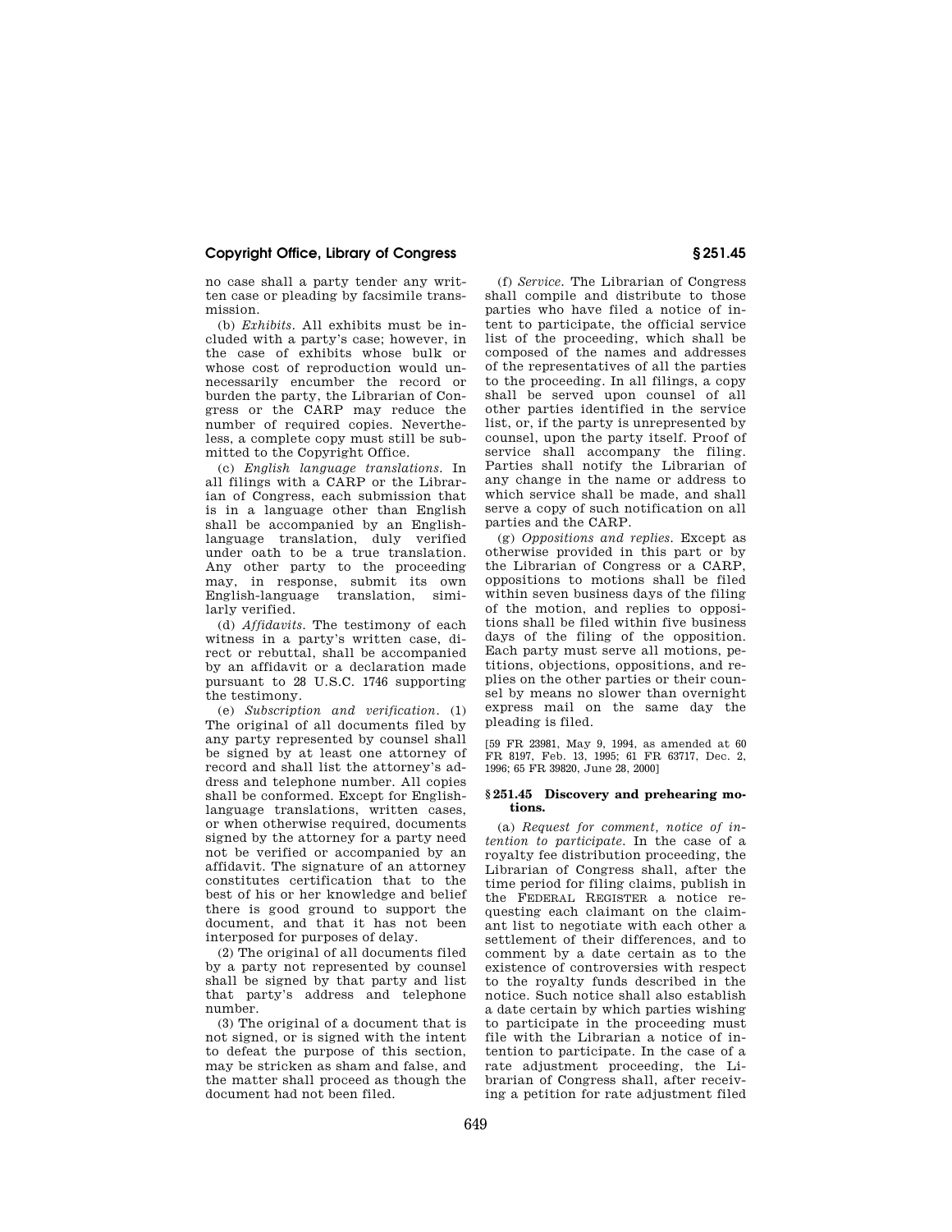no case shall a party tender any written case or pleading by facsimile transmission.

(b) *Exhibits.* All exhibits must be included with a party's case; however, in the case of exhibits whose bulk or whose cost of reproduction would unnecessarily encumber the record or burden the party, the Librarian of Congress or the CARP may reduce the number of required copies. Nevertheless, a complete copy must still be submitted to the Copyright Office.

(c) *English language translations.* In all filings with a CARP or the Librarian of Congress, each submission that is in a language other than English shall be accompanied by an English-language translation, duly verified under oath to be a true translation. Any other party to the proceeding may, in response, submit its own English-language translation, similarly verified.

(d) *Affidavits.* The testimony of each witness in a party's written case, direct or rebuttal, shall be accompanied by an affidavit or a declaration made pursuant to 28 U.S.C. 1746 supporting the testimony.

(e) *Subscription and verification.* (1) The original of all documents filed by any party represented by counsel shall be signed by at least one attorney of record and shall list the attorney's address and telephone number. All copies shall be conformed. Except for English-language translations, written cases, or when otherwise required, documents signed by the attorney for a party need not be verified or accompanied by an affidavit. The signature of an attorney constitutes certification that to the best of his or her knowledge and belief there is good ground to support the document, and that it has not been interposed for purposes of delay.

(2) The original of all documents filed by a party not represented by counsel shall be signed by that party and list that party's address and telephone number.

(3) The original of a document that is not signed, or is signed with the intent to defeat the purpose of this section, may be stricken as sham and false, and the matter shall proceed as though the document had not been filed.

(f) *Service.* The Librarian of Congress shall compile and distribute to those parties who have filed a notice of intent to participate, the official service list of the proceeding, which shall be composed of the names and addresses of the representatives of all the parties to the proceeding. In all filings, a copy shall be served upon counsel of all other parties identified in the service list, or, if the party is unrepresented by counsel, upon the party itself. Proof of service shall accompany the filing. Parties shall notify the Librarian of any change in the name or address to which service shall be made, and shall serve a copy of such notification on all parties and the CARP.

(g) *Oppositions and replies.* Except as otherwise provided in this part or by the Librarian of Congress or a CARP, oppositions to motions shall be filed within seven business days of the filing of the motion, and replies to oppositions shall be filed within five business days of the filing of the opposition. Each party must serve all motions, petitions, objections, oppositions, and replies on the other parties or their counsel by means no slower than overnight express mail on the same day the pleading is filed.

[59 FR 23981, May 9, 1994, as amended at 60 FR 8197, Feb. 13, 1995; 61 FR 63717, Dec. 2, 1996; 65 FR 39820, June 28, 2000]

### § 251.45 Discovery and prehearing motions.

(a) *Request for comment, notice of intention to participate.* In the case of a royalty fee distribution proceeding, the Librarian of Congress shall, after the time period for filing claims, publish in the FEDERAL REGISTER a notice requesting each claimant on the claimant list to negotiate with each other a settlement of their differences, and to comment by a date certain as to the existence of controversies with respect to the royalty funds described in the notice. Such notice shall also establish a date certain by which parties wishing to participate in the proceeding must file with the Librarian a notice of intention to participate. In the case of a rate adjustment proceeding, the Librarian of Congress shall, after receiving a petition for rate adjustment filed